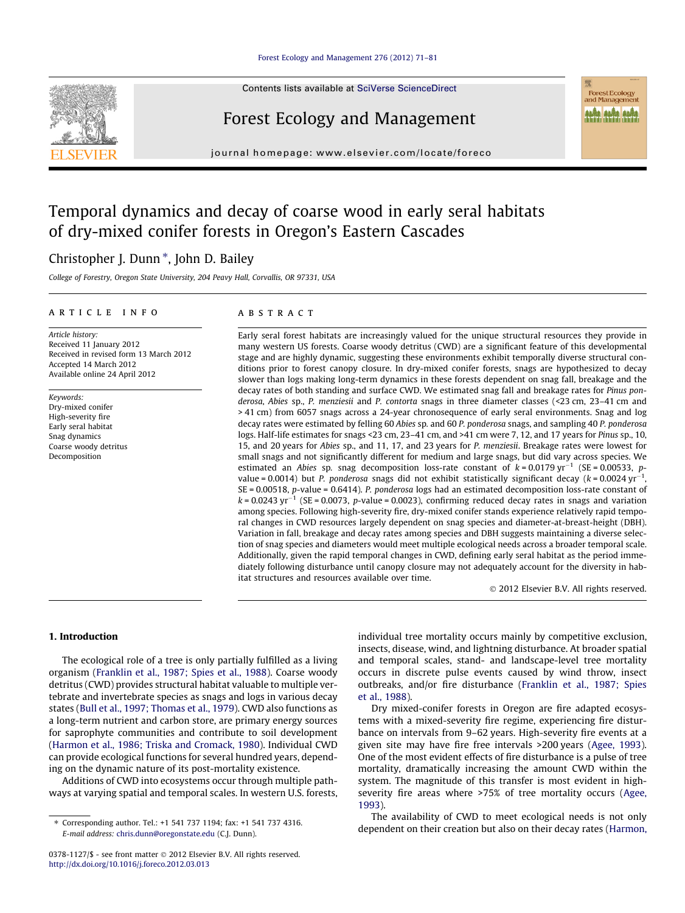# Temporal dynamics and decay of coarse wood in early seral habitats of dry-mixed conifer forests in Oregon's Eastern Cascades

Christopher J. Dunn *, John D. Bailey

College of Forestry, Oregon State University, 204 Peavy Hall, Corvallis, OR 97331, USA

## ARTICLE INFO

*Article history:*
Received 11 January 2012
Received in revised form 13 March 2012
Accepted 14 March 2012
Available online 24 April 2012

*Keywords:*
Dry-mixed conifer
High-severity fire
Early seral habitat
Snag dynamics
Coarse woody detritus
Decomposition

## ABSTRACT

Early seral forest habitats are increasingly valued for the unique structural resources they provide in many western US forests. Coarse woody detritus (CWD) are a significant feature of this developmental stage and are highly dynamic, suggesting these environments exhibit temporally diverse structural conditions prior to forest canopy closure. In dry-mixed conifer forests, snags are hypothesized to decay slower than logs making long-term dynamics in these forests dependent on snag fall, breakage and the decay rates of both standing and surface CWD. We estimated snag fall and breakage rates for *Pinus ponderosa*, *Abies* sp., *P. menziesii* and *P. contorta* snags in three diameter classes (<23 cm, 23–41 cm and >41 cm) from 6057 snags across a 24-year chronosequence of early seral environments. Snag and log decay rates were estimated by felling 60 *Abies* sp. and 60 *P. ponderosa* snags, and sampling 40 *P. ponderosa* logs. Half-life estimates for snags <23 cm, 23–41 cm, and >41 cm were 7, 12, and 17 years for *Pinus* sp., 10, 15, and 20 years for *Abies* sp., and 11, 17, and 23 years for *P. menziesii*. Breakage rates were lowest for small snags and not significantly different for medium and large snags, but did vary across species. We estimated an *Abies* sp. snag decomposition loss-rate constant of $k = 0.0179\ \text{yr}^{-1}$ (SE = 0.00533, *p*-value = 0.0014) but *P. ponderosa* snags did not exhibit statistically significant decay ($k = 0.0024\ \text{yr}^{-1}$, SE = 0.00518, *p*-value = 0.6414). *P. ponderosa* logs had an estimated decomposition loss-rate constant of $k = 0.0243\ \text{yr}^{-1}$ (SE = 0.0073, *p*-value = 0.0023), confirming reduced decay rates in snags and variation among species. Following high-severity fire, dry-mixed conifer stands experience relatively rapid temporal changes in CWD resources largely dependent on snag species and diameter-at-breast-height (DBH). Variation in fall, breakage and decay rates among species and DBH suggests maintaining a diverse selection of snag species and diameters would meet multiple ecological needs across a broader temporal scale. Additionally, given the rapid temporal changes in CWD, defining early seral habitat as the period immediately following disturbance until canopy closure may not adequately account for the diversity in habitat structures and resources available over time.

© 2012 Elsevier B.V. All rights reserved.

## 1. Introduction

The ecological role of a tree is only partially fulfilled as a living organism (Franklin et al., 1987; Spies et al., 1988). Coarse woody detritus (CWD) provides structural habitat valuable to multiple vertebrate and invertebrate species as snags and logs in various decay states (Bull et al., 1997; Thomas et al., 1979). CWD also functions as a long-term nutrient and carbon store, are primary energy sources for saprophyte communities and contribute to soil development (Harmon et al., 1986; Triska and Cromack, 1980). Individual CWD can provide ecological functions for several hundred years, depending on the dynamic nature of its post-mortality existence.

Additions of CWD into ecosystems occur through multiple pathways at varying spatial and temporal scales. In western U.S. forests, individual tree mortality occurs mainly by competitive exclusion, insects, disease, wind, and lightning disturbance. At broader spatial and temporal scales, stand- and landscape-level tree mortality occurs in discrete pulse events caused by wind throw, insect outbreaks, and/or fire disturbance (Franklin et al., 1987; Spies et al., 1988).

Dry mixed-conifer forests in Oregon are fire adapted ecosystems with a mixed-severity fire regime, experiencing fire disturbance on intervals from 9–62 years. High-severity fire events at a given site may have fire free intervals >200 years (Agee, 1993). One of the most evident effects of fire disturbance is a pulse of tree mortality, dramatically increasing the amount CWD within the system. The magnitude of this transfer is most evident in high-severity fire areas where >75% of tree mortality occurs (Agee, 1993).

The availability of CWD to meet ecological needs is not only dependent on their creation but also on their decay rates (Harmon,

---

* Corresponding author. Tel.: +1 541 737 1194; fax: +1 541 737 4316.
*E-mail address:* chris.dunn@oregonstate.edu (C.J. Dunn).

0378-1127/$ - see front matter © 2012 Elsevier B.V. All rights reserved.
http://dx.doi.org/10.1016/j.foreco.2012.03.013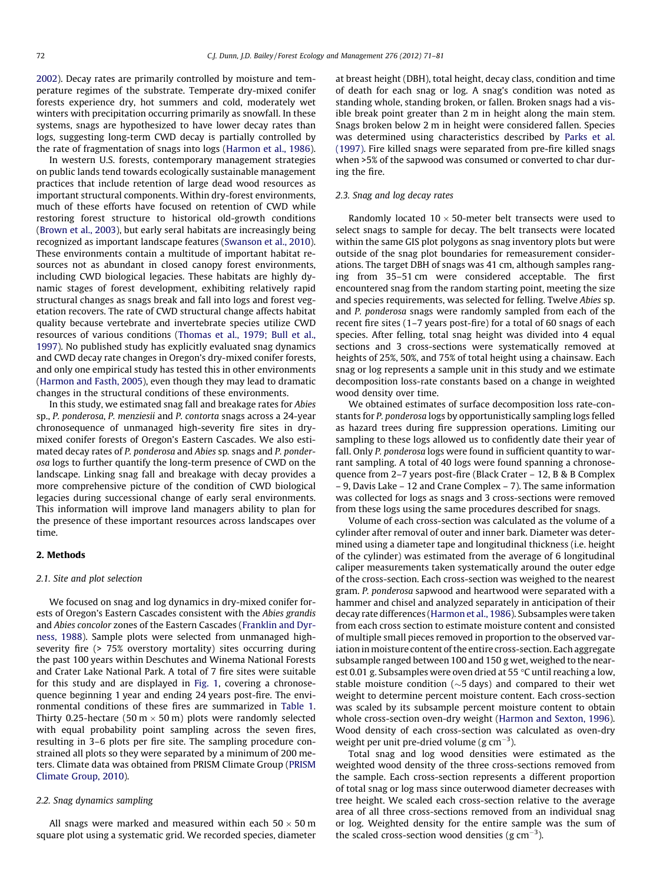2002). Decay rates are primarily controlled by moisture and temperature regimes of the substrate. Temperate dry-mixed conifer forests experience dry, hot summers and cold, moderately wet winters with precipitation occurring primarily as snowfall. In these systems, snags are hypothesized to have lower decay rates than logs, suggesting long-term CWD decay is partially controlled by the rate of fragmentation of snags into logs (Harmon et al., 1986).

In western U.S. forests, contemporary management strategies on public lands tend towards ecologically sustainable management practices that include retention of large dead wood resources as important structural components. Within dry-forest environments, much of these efforts have focused on retention of CWD while restoring forest structure to historical old-growth conditions (Brown et al., 2003), but early seral habitats are increasingly being recognized as important landscape features (Swanson et al., 2010). These environments contain a multitude of important habitat resources not as abundant in closed canopy forest environments, including CWD biological legacies. These habitats are highly dynamic stages of forest development, exhibiting relatively rapid structural changes as snags break and fall into logs and forest vegetation recovers. The rate of CWD structural change affects habitat quality because vertebrate and invertebrate species utilize CWD resources of various conditions (Thomas et al., 1979; Bull et al., 1997). No published study has explicitly evaluated snag dynamics and CWD decay rate changes in Oregon's dry-mixed conifer forests, and only one empirical study has tested this in other environments (Harmon and Fasth, 2005), even though they may lead to dramatic changes in the structural conditions of these environments.

In this study, we estimated snag fall and breakage rates for *Abies* sp., *P. ponderosa*, *P. menziesii* and *P. contorta* snags across a 24-year chronosequence of unmanaged high-severity fire sites in dry-mixed conifer forests of Oregon's Eastern Cascades. We also estimated decay rates of *P. ponderosa* and *Abies* sp. snags and *P. ponderosa* logs to further quantify the long-term presence of CWD on the landscape. Linking snag fall and breakage with decay provides a more comprehensive picture of the condition of CWD biological legacies during successional change of early seral environments. This information will improve land managers ability to plan for the presence of these important resources across landscapes over time.

## 2. Methods

### 2.1. Site and plot selection

We focused on snag and log dynamics in dry-mixed conifer forests of Oregon's Eastern Cascades consistent with the *Abies grandis* and *Abies concolor* zones of the Eastern Cascades (Franklin and Dyrness, 1988). Sample plots were selected from unmanaged high-severity fire (> 75% overstory mortality) sites occurring during the past 100 years within Deschutes and Winema National Forests and Crater Lake National Park. A total of 7 fire sites were suitable for this study and are displayed in Fig. 1, covering a chronosequence beginning 1 year and ending 24 years post-fire. The environmental conditions of these fires are summarized in Table 1. Thirty 0.25-hectare (50 m × 50 m) plots were randomly selected with equal probability point sampling across the seven fires, resulting in 3–6 plots per fire site. The sampling procedure constrained all plots so they were separated by a minimum of 200 meters. Climate data was obtained from PRISM Climate Group (PRISM Climate Group, 2010).

### 2.2. Snag dynamics sampling

All snags were marked and measured within each 50 × 50 m square plot using a systematic grid. We recorded species, diameter at breast height (DBH), total height, decay class, condition and time of death for each snag or log. A snag's condition was noted as standing whole, standing broken, or fallen. Broken snags had a visible break point greater than 2 m in height along the main stem. Snags broken below 2 m in height were considered fallen. Species was determined using characteristics described by Parks et al. (1997). Fire killed snags were separated from pre-fire killed snags when >5% of the sapwood was consumed or converted to char during the fire.

### 2.3. Snag and log decay rates

Randomly located 10 × 50-meter belt transects were used to select snags to sample for decay. The belt transects were located within the same GIS plot polygons as snag inventory plots but were outside of the snag plot boundaries for remeasurement considerations. The target DBH of snags was 41 cm, although samples ranging from 35–51 cm were considered acceptable. The first encountered snag from the random starting point, meeting the size and species requirements, was selected for felling. Twelve *Abies* sp. and *P. ponderosa* snags were randomly sampled from each of the recent fire sites (1–7 years post-fire) for a total of 60 snags of each species. After felling, total snag height was divided into 4 equal sections and 3 cross-sections were systematically removed at heights of 25%, 50%, and 75% of total height using a chainsaw. Each snag or log represents a sample unit in this study and we estimate decomposition loss-rate constants based on a change in weighted wood density over time.

We obtained estimates of surface decomposition loss rate-constants for *P. ponderosa* logs by opportunistically sampling logs felled as hazard trees during fire suppression operations. Limiting our sampling to these logs allowed us to confidently date their year of fall. Only *P. ponderosa* logs were found in sufficient quantity to warrant sampling. A total of 40 logs were found spanning a chronosequence from 2–7 years post-fire (Black Crater – 12, B & B Complex – 9, Davis Lake – 12 and Crane Complex – 7). The same information was collected for logs as snags and 3 cross-sections were removed from these logs using the same procedures described for snags.

Volume of each cross-section was calculated as the volume of a cylinder after removal of outer and inner bark. Diameter was determined using a diameter tape and longitudinal thickness (i.e. height of the cylinder) was estimated from the average of 6 longitudinal caliper measurements taken systematically around the outer edge of the cross-section. Each cross-section was weighed to the nearest gram. *P. ponderosa* sapwood and heartwood were separated with a hammer and chisel and analyzed separately in anticipation of their decay rate differences (Harmon et al., 1986). Subsamples were taken from each cross section to estimate moisture content and consisted of multiple small pieces removed in proportion to the observed variation in moisture content of the entire cross-section. Each aggregate subsample ranged between 100 and 150 g wet, weighed to the nearest 0.01 g. Subsamples were oven dried at 55 °C until reaching a low, stable moisture condition (~5 days) and compared to their wet weight to determine percent moisture content. Each cross-section was scaled by its subsample percent moisture content to obtain whole cross-section oven-dry weight (Harmon and Sexton, 1996). Wood density of each cross-section was calculated as oven-dry weight per unit pre-dried volume (g $cm^{-3}$).

Total snag and log wood densities were estimated as the weighted wood density of the three cross-sections removed from the sample. Each cross-section represents a different proportion of total snag or log mass since outerwood diameter decreases with tree height. We scaled each cross-section relative to the average area of all three cross-sections removed from an individual snag or log. Weighted density for the entire sample was the sum of the scaled cross-section wood densities (g $cm^{-3}$).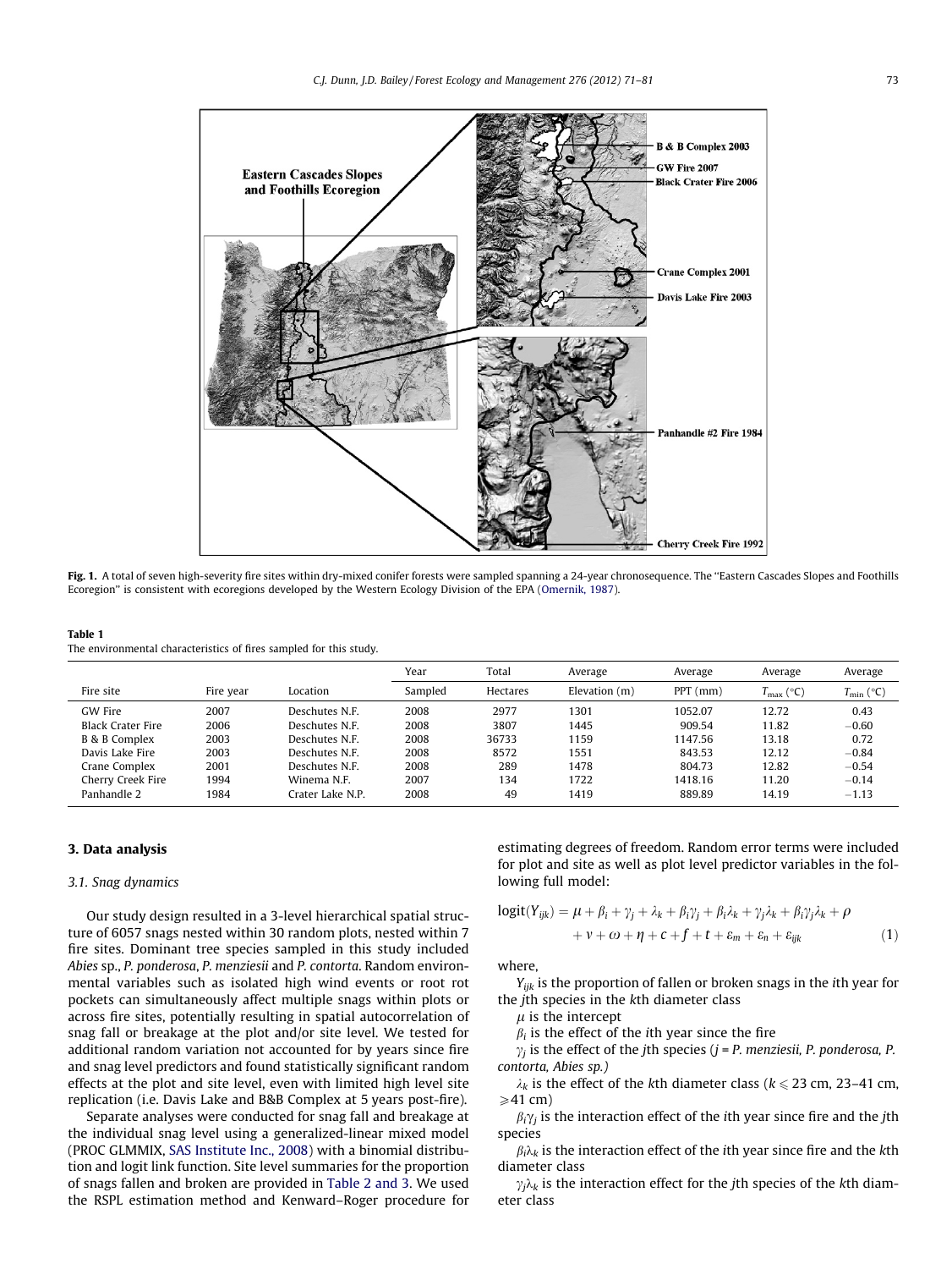Fig. 1. A total of seven high-severity fire sites within dry-mixed conifer forests were sampled spanning a 24-year chronosequence. The "Eastern Cascades Slopes and Foothills Ecoregion" is consistent with ecoregions developed by the Western Ecology Division of the EPA (Omernik, 1987).

**Table 1**
The environmental characteristics of fires sampled for this study.

| Fire site | Fire year | Location | Year Sampled | Total Hectares | Average Elevation (m) | Average PPT (mm) | Average $T_{max}$ (°C) | Average $T_{min}$ (°C) |
|---|---|---|---|---|---|---|---|---|
| GW Fire | 2007 | Deschutes N.F. | 2008 | 2977 | 1301 | 1052.07 | 12.72 | 0.43 |
| Black Crater Fire | 2006 | Deschutes N.F. | 2008 | 3807 | 1445 | 909.54 | 11.82 | −0.60 |
| B & B Complex | 2003 | Deschutes N.F. | 2008 | 36733 | 1159 | 1147.56 | 13.18 | 0.72 |
| Davis Lake Fire | 2003 | Deschutes N.F. | 2008 | 8572 | 1551 | 843.53 | 12.12 | −0.84 |
| Crane Complex | 2001 | Deschutes N.F. | 2008 | 289 | 1478 | 804.73 | 12.82 | −0.54 |
| Cherry Creek Fire | 1994 | Winema N.F. | 2007 | 134 | 1722 | 1418.16 | 11.20 | −0.14 |
| Panhandle 2 | 1984 | Crater Lake N.P. | 2008 | 49 | 1419 | 889.89 | 14.19 | −1.13 |

## 3. Data analysis

### 3.1. Snag dynamics

Our study design resulted in a 3-level hierarchical spatial structure of 6057 snags nested within 30 random plots, nested within 7 fire sites. Dominant tree species sampled in this study included *Abies* sp., *P. ponderosa*, *P. menziesii* and *P. contorta*. Random environmental variables such as isolated high wind events or root rot pockets can simultaneously affect multiple snags within plots or across fire sites, potentially resulting in spatial autocorrelation of snag fall or breakage at the plot and/or site level. We tested for additional random variation not accounted for by years since fire and snag level predictors and found statistically significant random effects at the plot and site level, even with limited high level site replication (i.e. Davis Lake and B&B Complex at 5 years post-fire).

Separate analyses were conducted for snag fall and breakage at the individual snag level using a generalized-linear mixed model (PROC GLMMIX, SAS Institute Inc., 2008) with a binomial distribution and logit link function. Site level summaries for the proportion of snags fallen and broken are provided in Table 2 and 3. We used the RSPL estimation method and Kenward–Roger procedure for estimating degrees of freedom. Random error terms were included for plot and site as well as plot level predictor variables in the following full model:

$$\text{logit}(Y_{ijk}) = \mu + \beta_i + \gamma_j + \lambda_k + \beta_i\gamma_j + \beta_i\lambda_k + \gamma_j\lambda_k + \beta_i\gamma_j\lambda_k + \rho + \nu + \omega + \eta + c + f + t + \varepsilon_m + \varepsilon_n + \varepsilon_{ijk} \quad (1)$$

where,

$Y_{ijk}$ is the proportion of fallen or broken snags in the $i$th year for the $j$th species in the $k$th diameter class

$\mu$ is the intercept

$\beta_i$ is the effect of the $i$th year since the fire

$\gamma_j$ is the effect of the $j$th species ($j$ = *P. menziesii*, *P. ponderosa*, *P. contorta*, *Abies sp.*)

$\lambda_k$ is the effect of the $k$th diameter class ($k \leqslant 23$ cm, 23–41 cm, $\geqslant 41$ cm)

$\beta_i\gamma_j$ is the interaction effect of the $i$th year since fire and the $j$th species

$\beta_i\lambda_k$ is the interaction effect of the $i$th year since fire and the $k$th diameter class

$\gamma_j\lambda_k$ is the interaction effect for the $j$th species of the $k$th diameter class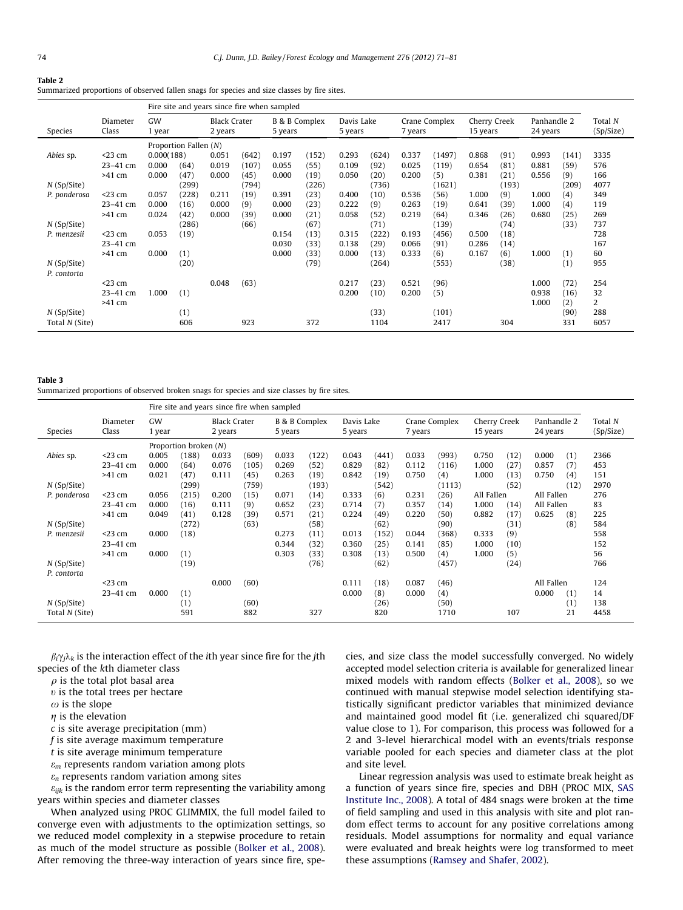**Table 2**
Summarized proportions of observed fallen snags for species and size classes by fire sites.

| Species | Diameter Class | Fire site and years since fire when sampled | | | | | | | | | | | | | | Total N (Sp/Size) |
|---|---|---|---|---|---|---|---|---|---|---|---|---|---|---|---|---|
| | | GW 1 year | | Black Crater 2 years | | B & B Complex 5 years | | Davis Lake 5 years | | Crane Complex 7 years | | Cherry Creek 15 years | | Panhandle 2 24 years | | |
| | | Proportion Fallen (N) | | | | | | | | | | | | | | |
| *Abies* sp. | <23 cm | 0.000 | (188) | 0.051 | (642) | 0.197 | (152) | 0.293 | (624) | 0.337 | (1497) | 0.868 | (91) | 0.993 | (141) | 3335 |
| | 23–41 cm | 0.000 | (64) | 0.019 | (107) | 0.055 | (55) | 0.109 | (92) | 0.025 | (119) | 0.654 | (81) | 0.881 | (59) | 576 |
| | >41 cm | 0.000 | (47) | 0.000 | (45) | 0.000 | (19) | 0.050 | (20) | 0.200 | (5) | 0.381 | (21) | 0.556 | (9) | 166 |
| N (Sp/Site) | | | (299) | | (794) | | (226) | | (736) | | (1621) | | (193) | | (209) | 4077 |
| *P. ponderosa* | <23 cm | 0.057 | (228) | 0.211 | (19) | 0.391 | (23) | 0.400 | (10) | 0.536 | (56) | 1.000 | (9) | 1.000 | (4) | 349 |
| | 23–41 cm | 0.000 | (16) | 0.000 | (9) | 0.000 | (23) | 0.222 | (9) | 0.263 | (19) | 0.641 | (39) | 1.000 | (4) | 119 |
| | >41 cm | 0.024 | (42) | 0.000 | (39) | 0.000 | (21) | 0.058 | (52) | 0.219 | (64) | 0.346 | (26) | 0.680 | (25) | 269 |
| N (Sp/Site) | | | (286) | | (66) | | (67) | | (71) | | (139) | | (74) | | (33) | 737 |
| *P. menzesii* | <23 cm | 0.053 | (19) | | | 0.154 | (13) | 0.315 | (222) | 0.193 | (456) | 0.500 | (18) | | | 728 |
| | 23–41 cm | | | | | 0.030 | (33) | 0.138 | (29) | 0.066 | (91) | 0.286 | (14) | | | 167 |
| | >41 cm | 0.000 | (1) | | | 0.000 | (33) | 0.000 | (13) | 0.333 | (6) | 0.167 | (6) | 1.000 | (1) | 60 |
| N (Sp/Site) | | | (20) | | | | (79) | | (264) | | (553) | | (38) | | (1) | 955 |
| *P. contorta* | | | | | | | | | | | | | | | | |
| | <23 cm | | | 0.048 | (63) | | | 0.217 | (23) | 0.521 | (96) | | | 1.000 | (72) | 254 |
| | 23–41 cm | 1.000 | (1) | | | | | 0.200 | (10) | 0.200 | (5) | | | 0.938 | (16) | 32 |
| | >41 cm | | | | | | | | | | | | | 1.000 | (2) | 2 |
| N (Sp/Site) | | | (1) | | | | | | (33) | | (101) | | | | (90) | 288 |
| Total N (Site) | | | 606 | | 923 | | 372 | | 1104 | | 2417 | | 304 | | 331 | 6057 |

**Table 3**
Summarized proportions of observed broken snags for species and size classes by fire sites.

| Species | Diameter Class | Fire site and years since fire when sampled | | | | | | | | | | | | | | Total N (Sp/Size) |
|---|---|---|---|---|---|---|---|---|---|---|---|---|---|---|---|---|
| | | GW 1 year | | Black Crater 2 years | | B & B Complex 5 years | | Davis Lake 5 years | | Crane Complex 7 years | | Cherry Creek 15 years | | Panhandle 2 24 years | | |
| | | Proportion broken (N) | | | | | | | | | | | | | | |
| *Abies* sp. | <23 cm | 0.005 | (188) | 0.033 | (609) | 0.033 | (122) | 0.043 | (441) | 0.033 | (993) | 0.750 | (12) | 0.000 | (1) | 2366 |
| | 23–41 cm | 0.000 | (64) | 0.076 | (105) | 0.269 | (52) | 0.829 | (82) | 0.112 | (116) | 1.000 | (27) | 0.857 | (7) | 453 |
| | >41 cm | 0.021 | (47) | 0.111 | (45) | 0.263 | (19) | 0.842 | (19) | 0.750 | (4) | 1.000 | (13) | 0.750 | (4) | 151 |
| N (Sp/Site) | | | (299) | | (759) | | (193) | | (542) | | (1113) | | (52) | | (12) | 2970 |
| *P. ponderosa* | <23 cm | 0.056 | (215) | 0.200 | (15) | 0.071 | (14) | 0.333 | (6) | 0.231 | (26) | All Fallen | | All Fallen | | 276 |
| | 23–41 cm | 0.000 | (16) | 0.111 | (9) | 0.652 | (23) | 0.714 | (7) | 0.357 | (14) | 1.000 | (14) | All Fallen | | 83 |
| | >41 cm | 0.049 | (41) | 0.128 | (39) | 0.571 | (21) | 0.224 | (49) | 0.220 | (50) | 0.882 | (17) | 0.625 | (8) | 225 |
| N (Sp/Site) | | | (272) | | (63) | | (58) | | (62) | | (90) | | (31) | | (8) | 584 |
| *P. menzesii* | <23 cm | 0.000 | (18) | | | 0.273 | (11) | 0.013 | (152) | 0.044 | (368) | 0.333 | (9) | | | 558 |
| | 23–41 cm | | | | | 0.344 | (32) | 0.360 | (25) | 0.141 | (85) | 1.000 | (10) | | | 152 |
| | >41 cm | 0.000 | (1) | | | 0.303 | (33) | 0.308 | (13) | 0.500 | (4) | 1.000 | (5) | | | 56 |
| N (Sp/Site) | | | (19) | | | | (76) | | (62) | | (457) | | (24) | | | 766 |
| *P. contorta* | | | | | | | | | | | | | | | | |
| | <23 cm | | | 0.000 | (60) | | | 0.111 | (18) | 0.087 | (46) | | | All Fallen | | 124 |
| | 23–41 cm | 0.000 | (1) | | | | | 0.000 | (8) | 0.000 | (4) | | | 0.000 | (1) | 14 |
| N (Sp/Site) | | | (1) | | (60) | | | | (26) | | (50) | | | | (1) | 138 |
| Total N (Site) | | | 591 | | 882 | | 327 | | 820 | | 1710 | | 107 | | 21 | 4458 |

$\beta_i\gamma_j\lambda_k$ is the interaction effect of the *i*th year since fire for the *j*th species of the *k*th diameter class

$\rho$ is the total plot basal area

$\upsilon$ is the total trees per hectare

$\omega$ is the slope

$\eta$ is the elevation

$c$ is site average precipitation (mm)

$f$ is site average maximum temperature

$t$ is site average minimum temperature

$\varepsilon_m$ represents random variation among plots

$\varepsilon_n$ represents random variation among sites

$\varepsilon_{ijk}$ is the random error term representing the variability among years within species and diameter classes

When analyzed using PROC GLIMMIX, the full model failed to converge even with adjustments to the optimization settings, so we reduced model complexity in a stepwise procedure to retain as much of the model structure as possible (Bolker et al., 2008). After removing the three-way interaction of years since fire, species, and size class the model successfully converged. No widely accepted model selection criteria is available for generalized linear mixed models with random effects (Bolker et al., 2008), so we continued with manual stepwise model selection identifying statistically significant predictor variables that minimized deviance and maintained good model fit (i.e. generalized chi squared/DF value close to 1). For comparison, this process was followed for a 2 and 3-level hierarchical model with an events/trials response variable pooled for each species and diameter class at the plot and site level.

Linear regression analysis was used to estimate break height as a function of years since fire, species and DBH (PROC MIX, SAS Institute Inc., 2008). A total of 484 snags were broken at the time of field sampling and used in this analysis with site and plot random effect terms to account for any positive correlations among residuals. Model assumptions for normality and equal variance were evaluated and break heights were log transformed to meet these assumptions (Ramsey and Shafer, 2002).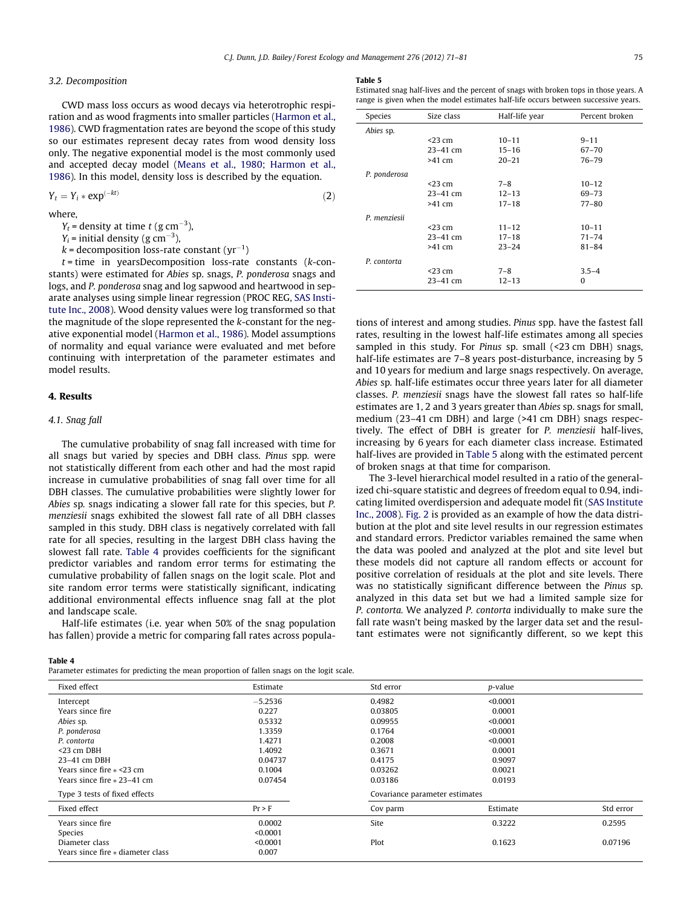### 3.2. Decomposition

CWD mass loss occurs as wood decays via heterotrophic respiration and as wood fragments into smaller particles (Harmon et al., 1986). CWD fragmentation rates are beyond the scope of this study so our estimates represent decay rates from wood density loss only. The negative exponential model is the most commonly used and accepted decay model (Means et al., 1980; Harmon et al., 1986). In this model, density loss is described by the equation.

$$Y_t = Y_i * \exp^{(-kt)} \tag{2}$$

where,

$Y_t$ = density at time $t$ (g cm$^{-3}$),
$Y_i$ = initial density (g cm$^{-3}$),
$k$ = decomposition loss-rate constant (yr$^{-1}$)
$t$ = time in yearsDecomposition loss-rate constants ($k$-constants) were estimated for *Abies* sp. snags, *P. ponderosa* snags and logs, and *P. ponderosa* snag and log sapwood and heartwood in separate analyses using simple linear regression (PROC REG, SAS Institute Inc., 2008). Wood density values were log transformed so that the magnitude of the slope represented the $k$-constant for the negative exponential model (Harmon et al., 1986). Model assumptions of normality and equal variance were evaluated and met before continuing with interpretation of the parameter estimates and model results.

## 4. Results

### 4.1. Snag fall

The cumulative probability of snag fall increased with time for all snags but varied by species and DBH class. *Pinus* spp. were not statistically different from each other and had the most rapid increase in cumulative probabilities of snag fall over time for all DBH classes. The cumulative probabilities were slightly lower for *Abies* sp. snags indicating a slower fall rate for this species, but *P. menziesii* snags exhibited the slowest fall rate of all DBH classes sampled in this study. DBH class is negatively correlated with fall rate for all species, resulting in the largest DBH class having the slowest fall rate. Table 4 provides coefficients for the significant predictor variables and random error terms for estimating the cumulative probability of fallen snags on the logit scale. Plot and site random error terms were statistically significant, indicating additional environmental effects influence snag fall at the plot and landscape scale.

Half-life estimates (i.e. year when 50% of the snag population has fallen) provide a metric for comparing fall rates across populations of interest and among studies. *Pinus* spp. have the fastest fall rates, resulting in the lowest half-life estimates among all species sampled in this study. For *Pinus* sp. small (<23 cm DBH) snags, half-life estimates are 7–8 years post-disturbance, increasing by 5 and 10 years for medium and large snags respectively. On average, *Abies* sp. half-life estimates occur three years later for all diameter classes. *P. menziesii* snags have the slowest fall rates so half-life estimates are 1, 2 and 3 years greater than *Abies* sp. snags for small, medium (23–41 cm DBH) and large (>41 cm DBH) snags respectively. The effect of DBH is greater for *P. menziesii* half-lives, increasing by 6 years for each diameter class increase. Estimated half-lives are provided in Table 5 along with the estimated percent of broken snags at that time for comparison.

The 3-level hierarchical model resulted in a ratio of the generalized chi-square statistic and degrees of freedom equal to 0.94, indicating limited overdispersion and adequate model fit (SAS Institute Inc., 2008). Fig. 2 is provided as an example of how the data distribution at the plot and site level results in our regression estimates and standard errors. Predictor variables remained the same when the data was pooled and analyzed at the plot and site level but these models did not capture all random effects or account for positive correlation of residuals at the plot and site levels. There was no statistically significant difference between the *Pinus* sp. analyzed in this data set but we had a limited sample size for *P. contorta*. We analyzed *P. contorta* individually to make sure the fall rate wasn't being masked by the larger data set and the resultant estimates were not significantly different, so we kept this

**Table 5**
Estimated snag half-lives and the percent of snags with broken tops in those years. A range is given when the model estimates half-life occurs between successive years.

| Species | Size class | Half-life year | Percent broken |
|---|---|---|---|
| *Abies* sp. | | | |
| | <23 cm | 10–11 | 9–11 |
| | 23–41 cm | 15–16 | 67–70 |
| | >41 cm | 20–21 | 76–79 |
| *P. ponderosa* | | | |
| | <23 cm | 7–8 | 10–12 |
| | 23–41 cm | 12–13 | 69–73 |
| | >41 cm | 17–18 | 77–80 |
| *P. menziesii* | | | |
| | <23 cm | 11–12 | 10–11 |
| | 23–41 cm | 17–18 | 71–74 |
| | >41 cm | 23–24 | 81–84 |
| *P. contorta* | | | |
| | <23 cm | 7–8 | 3.5–4 |
| | 23–41 cm | 12–13 | 0 |

**Table 4**
Parameter estimates for predicting the mean proportion of fallen snags on the logit scale.

| Fixed effect | Estimate | Std error | *p*-value | |
|---|---|---|---|---|
| Intercept | −5.2536 | 0.4982 | <0.0001 | |
| Years since fire | 0.227 | 0.03805 | 0.0001 | |
| *Abies* sp. | 0.5332 | 0.09955 | <0.0001 | |
| *P. ponderosa* | 1.3359 | 0.1764 | <0.0001 | |
| *P. contorta* | 1.4271 | 0.2008 | <0.0001 | |
| <23 cm DBH | 1.4092 | 0.3671 | 0.0001 | |
| 23–41 cm DBH | 0.04737 | 0.4175 | 0.9097 | |
| Years since fire * <23 cm | 0.1004 | 0.03262 | 0.0021 | |
| Years since fire * 23–41 cm | 0.07454 | 0.03186 | 0.0193 | |
| Type 3 tests of fixed effects | | Covariance parameter estimates | | |
| Fixed effect | Pr > F | Cov parm | Estimate | Std error |
| Years since fire | 0.0002 | Site | 0.3222 | 0.2595 |
| Species | <0.0001 | | | |
| Diameter class | <0.0001 | Plot | 0.1623 | 0.07196 |
| Years since fire * diameter class | 0.007 | | | |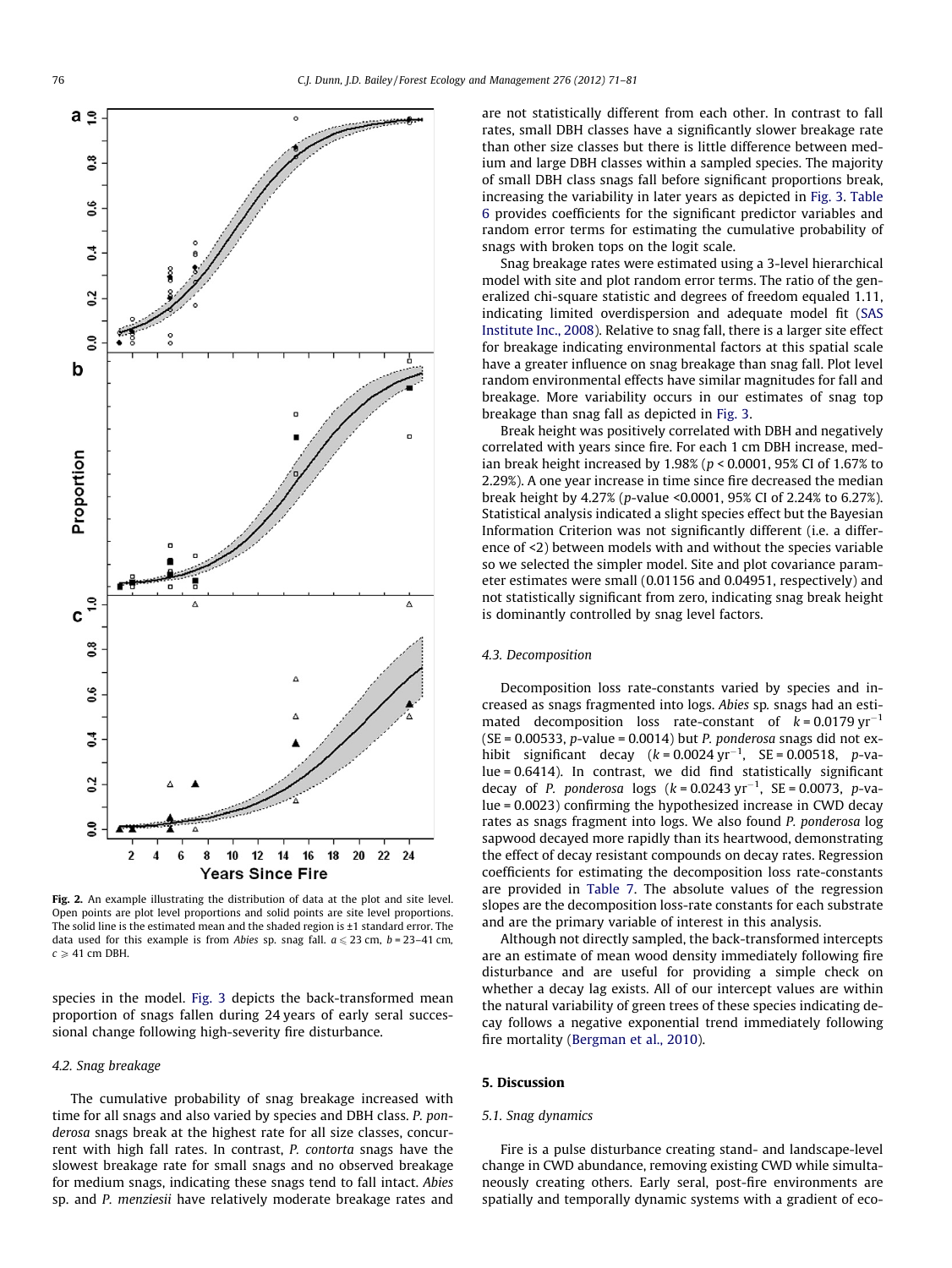Fig. 2. An example illustrating the distribution of data at the plot and site level. Open points are plot level proportions and solid points are site level proportions. The solid line is the estimated mean and the shaded region is ±1 standard error. The data used for this example is from *Abies* sp. snag fall. $a \leqslant 23$ cm, $b = 23–41$ cm, $c \geqslant 41$ cm DBH.

species in the model. Fig. 3 depicts the back-transformed mean proportion of snags fallen during 24 years of early seral successional change following high-severity fire disturbance.

### 4.2. Snag breakage

The cumulative probability of snag breakage increased with time for all snags and also varied by species and DBH class. *P. ponderosa* snags break at the highest rate for all size classes, concurrent with high fall rates. In contrast, *P. contorta* snags have the slowest breakage rate for small snags and no observed breakage for medium snags, indicating these snags tend to fall intact. *Abies* sp. and *P. menziesii* have relatively moderate breakage rates and are not statistically different from each other. In contrast to fall rates, small DBH classes have a significantly slower breakage rate than other size classes but there is little difference between medium and large DBH classes within a sampled species. The majority of small DBH class snags fall before significant proportions break, increasing the variability in later years as depicted in Fig. 3. Table 6 provides coefficients for the significant predictor variables and random error terms for estimating the cumulative probability of snags with broken tops on the logit scale.

Snag breakage rates were estimated using a 3-level hierarchical model with site and plot random error terms. The ratio of the generalized chi-square statistic and degrees of freedom equaled 1.11, indicating limited overdispersion and adequate model fit (SAS Institute Inc., 2008). Relative to snag fall, there is a larger site effect for breakage indicating environmental factors at this spatial scale have a greater influence on snag breakage than snag fall. Plot level random environmental effects have similar magnitudes for fall and breakage. More variability occurs in our estimates of snag top breakage than snag fall as depicted in Fig. 3.

Break height was positively correlated with DBH and negatively correlated with years since fire. For each 1 cm DBH increase, median break height increased by 1.98% ($p < 0.0001$, 95% CI of 1.67% to 2.29%). A one year increase in time since fire decreased the median break height by 4.27% ($p$-value <0.0001, 95% CI of 2.24% to 6.27%). Statistical analysis indicated a slight species effect but the Bayesian Information Criterion was not significantly different (i.e. a difference of <2) between models with and without the species variable so we selected the simpler model. Site and plot covariance parameter estimates were small (0.01156 and 0.04951, respectively) and not statistically significant from zero, indicating snag break height is dominantly controlled by snag level factors.

### 4.3. Decomposition

Decomposition loss rate-constants varied by species and increased as snags fragmented into logs. *Abies* sp. snags had an estimated decomposition loss rate-constant of $k = 0.0179\ \text{yr}^{-1}$ (SE = 0.00533, $p$-value = 0.0014) but *P. ponderosa* snags did not exhibit significant decay ($k = 0.0024\ \text{yr}^{-1}$, SE = 0.00518, $p$-value = 0.6414). In contrast, we did find statistically significant decay of *P. ponderosa* logs ($k = 0.0243\ \text{yr}^{-1}$, SE = 0.0073, $p$-value = 0.0023) confirming the hypothesized increase in CWD decay rates as snags fragment into logs. We also found *P. ponderosa* log sapwood decayed more rapidly than its heartwood, demonstrating the effect of decay resistant compounds on decay rates. Regression coefficients for estimating the decomposition loss rate-constants are provided in Table 7. The absolute values of the regression slopes are the decomposition loss-rate constants for each substrate and are the primary variable of interest in this analysis.

Although not directly sampled, the back-transformed intercepts are an estimate of mean wood density immediately following fire disturbance and are useful for providing a simple check on whether a decay lag exists. All of our intercept values are within the natural variability of green trees of these species indicating decay follows a negative exponential trend immediately following fire mortality (Bergman et al., 2010).

## 5. Discussion

### 5.1. Snag dynamics

Fire is a pulse disturbance creating stand- and landscape-level change in CWD abundance, removing existing CWD while simultaneously creating others. Early seral, post-fire environments are spatially and temporally dynamic systems with a gradient of eco-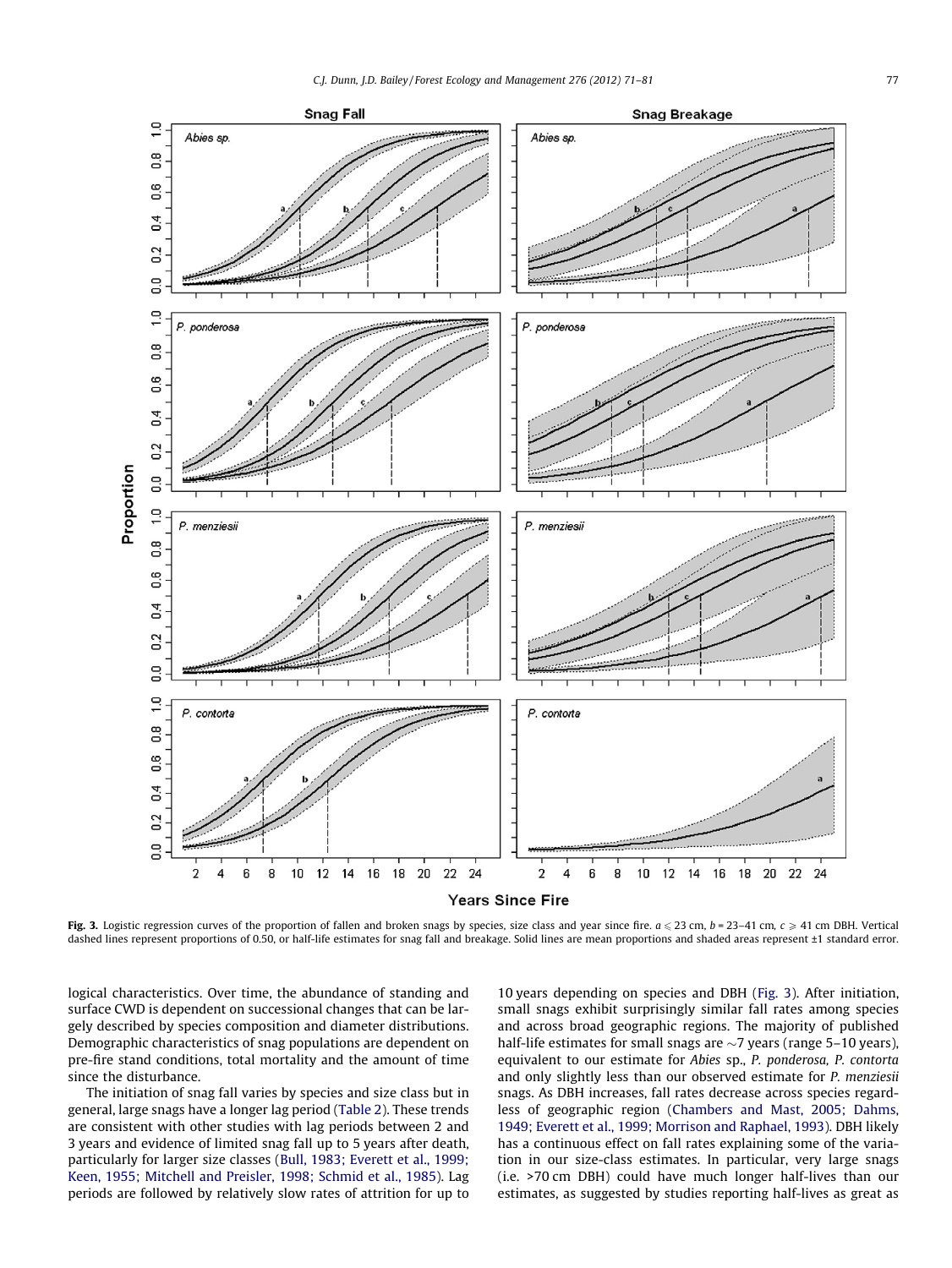**Fig. 3.** Logistic regression curves of the proportion of fallen and broken snags by species, size class and year since fire. $a \leqslant 23$ cm, $b = 23$–$41$ cm, $c \geqslant 41$ cm DBH. Vertical dashed lines represent proportions of 0.50, or half-life estimates for snag fall and breakage. Solid lines are mean proportions and shaded areas represent ±1 standard error.

logical characteristics. Over time, the abundance of standing and surface CWD is dependent on successional changes that can be largely described by species composition and diameter distributions. Demographic characteristics of snag populations are dependent on pre-fire stand conditions, total mortality and the amount of time since the disturbance.

The initiation of snag fall varies by species and size class but in general, large snags have a longer lag period (Table 2). These trends are consistent with other studies with lag periods between 2 and 3 years and evidence of limited snag fall up to 5 years after death, particularly for larger size classes (Bull, 1983; Everett et al., 1999; Keen, 1955; Mitchell and Preisler, 1998; Schmid et al., 1985). Lag periods are followed by relatively slow rates of attrition for up to 10 years depending on species and DBH (Fig. 3). After initiation, small snags exhibit surprisingly similar fall rates among species and across broad geographic regions. The majority of published half-life estimates for small snags are ~7 years (range 5–10 years), equivalent to our estimate for *Abies* sp., *P. ponderosa*, *P. contorta* and only slightly less than our observed estimate for *P. menziesii* snags. As DBH increases, fall rates decrease across species regardless of geographic region (Chambers and Mast, 2005; Dahms, 1949; Everett et al., 1999; Morrison and Raphael, 1993). DBH likely has a continuous effect on fall rates explaining some of the variation in our size-class estimates. In particular, very large snags (i.e. >70 cm DBH) could have much longer half-lives than our estimates, as suggested by studies reporting half-lives as great as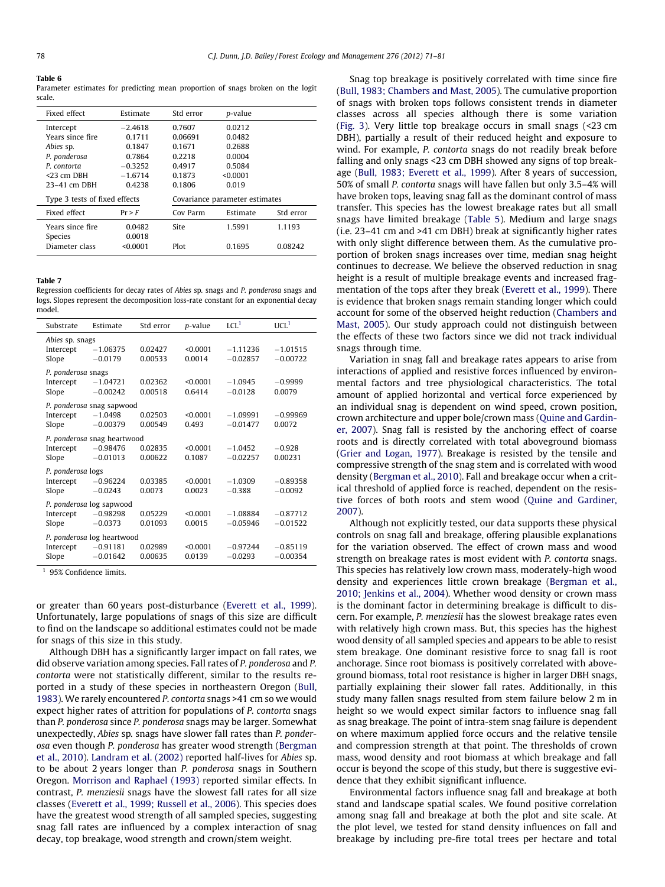**Table 6**
Parameter estimates for predicting mean proportion of snags broken on the logit scale.

| Fixed effect | Estimate | Std error | *p*-value | |
|---|---|---|---|---|
| Intercept | −2.4618 | 0.7607 | 0.0212 | |
| Years since fire | 0.1711 | 0.06691 | 0.0482 | |
| *Abies* sp. | 0.1847 | 0.1671 | 0.2688 | |
| *P. ponderosa* | 0.7864 | 0.2218 | 0.0004 | |
| *P. contorta* | −0.3252 | 0.4917 | 0.5084 | |
| <23 cm DBH | −1.6714 | 0.1873 | <0.0001 | |
| 23–41 cm DBH | 0.4238 | 0.1806 | 0.019 | |
| Type 3 tests of fixed effects | | Covariance parameter estimates | | |
| Fixed effect | Pr > F | Cov Parm | Estimate | Std error |
| Years since fire | 0.0482 | Site | 1.5991 | 1.1193 |
| Species | 0.0018 | | | |
| Diameter class | <0.0001 | Plot | 0.1695 | 0.08242 |

**Table 7**
Regression coefficients for decay rates of *Abies* sp. snags and *P. ponderosa* snags and logs. Slopes represent the decomposition loss-rate constant for an exponential decay model.

| Substrate | Estimate | Std error | *p*-value | LCL[1] | UCL[1] |
|---|---|---|---|---|---|
| *Abies* sp. snags | | | | | |
| Intercept | −1.06375 | 0.02427 | <0.0001 | −1.11236 | −1.01515 |
| Slope | −0.0179 | 0.00533 | 0.0014 | −0.02857 | −0.00722 |
| *P. ponderosa* snags | | | | | |
| Intercept | −1.04721 | 0.02362 | <0.0001 | −1.0945 | −0.9999 |
| Slope | −0.00242 | 0.00518 | 0.6414 | −0.0128 | 0.0079 |
| *P. ponderosa* snag sapwood | | | | | |
| Intercept | −1.0498 | 0.02503 | <0.0001 | −1.09991 | −0.99969 |
| Slope | −0.00379 | 0.00549 | 0.493 | −0.01477 | 0.0072 |
| *P. ponderosa* snag heartwood | | | | | |
| Intercept | −0.98476 | 0.02835 | <0.0001 | −1.0452 | −0.928 |
| Slope | −0.01013 | 0.00622 | 0.1087 | −0.02257 | 0.00231 |
| *P. ponderosa* logs | | | | | |
| Intercept | −0.96224 | 0.03385 | <0.0001 | −1.0309 | −0.89358 |
| Slope | −0.0243 | 0.0073 | 0.0023 | −0.388 | −0.0092 |
| *P. ponderosa* log sapwood | | | | | |
| Intercept | −0.98298 | 0.05229 | <0.0001 | −1.08884 | −0.87712 |
| Slope | −0.0373 | 0.01093 | 0.0015 | −0.05946 | −0.01522 |
| *P. ponderosa* log heartwood | | | | | |
| Intercept | −0.91181 | 0.02989 | <0.0001 | −0.97244 | −0.85119 |
| Slope | −0.01642 | 0.00635 | 0.0139 | −0.0293 | −0.00354 |

[1] 95% Confidence limits.

or greater than 60 years post-disturbance (Everett et al., 1999). Unfortunately, large populations of snags of this size are difficult to find on the landscape so additional estimates could not be made for snags of this size in this study.

Although DBH has a significantly larger impact on fall rates, we did observe variation among species. Fall rates of *P. ponderosa* and *P. contorta* were not statistically different, similar to the results reported in a study of these species in northeastern Oregon (Bull, 1983). We rarely encountered *P. contorta* snags >41 cm so we would expect higher rates of attrition for populations of *P. contorta* snags than *P. ponderosa* since *P. ponderosa* snags may be larger. Somewhat unexpectedly, *Abies* sp. snags have slower fall rates than *P. ponderosa* even though *P. ponderosa* has greater wood strength (Bergman et al., 2010). Landram et al. (2002) reported half-lives for *Abies* sp. to be about 2 years longer than *P. ponderosa* snags in Southern Oregon. Morrison and Raphael (1993) reported similar effects. In contrast, *P. menziesii* snags have the slowest fall rates for all size classes (Everett et al., 1999; Russell et al., 2006). This species does have the greatest wood strength of all sampled species, suggesting snag fall rates are influenced by a complex interaction of snag decay, top breakage, wood strength and crown/stem weight.

Snag top breakage is positively correlated with time since fire (Bull, 1983; Chambers and Mast, 2005). The cumulative proportion of snags with broken tops follows consistent trends in diameter classes across all species although there is some variation (Fig. 3). Very little top breakage occurs in small snags (<23 cm DBH), partially a result of their reduced height and exposure to wind. For example, *P. contorta* snags do not readily break before falling and only snags <23 cm DBH showed any signs of top breakage (Bull, 1983; Everett et al., 1999). After 8 years of succession, 50% of small *P. contorta* snags will have fallen but only 3.5–4% will have broken tops, leaving snag fall as the dominant control of mass transfer. This species has the lowest breakage rates but all small snags have limited breakage (Table 5). Medium and large snags (i.e. 23–41 cm and >41 cm DBH) break at significantly higher rates with only slight difference between them. As the cumulative proportion of broken snags increases over time, median snag height continues to decrease. We believe the observed reduction in snag height is a result of multiple breakage events and increased fragmentation of the tops after they break (Everett et al., 1999). There is evidence that broken snags remain standing longer which could account for some of the observed height reduction (Chambers and Mast, 2005). Our study approach could not distinguish between the effects of these two factors since we did not track individual snags through time.

Variation in snag fall and breakage rates appears to arise from interactions of applied and resistive forces influenced by environmental factors and tree physiological characteristics. The total amount of applied horizontal and vertical force experienced by an individual snag is dependent on wind speed, crown position, crown architecture and upper bole/crown mass (Quine and Gardiner, 2007). Snag fall is resisted by the anchoring effect of coarse roots and is directly correlated with total aboveground biomass (Grier and Logan, 1977). Breakage is resisted by the tensile and compressive strength of the snag stem and is correlated with wood density (Bergman et al., 2010). Fall and breakage occur when a critical threshold of applied force is reached, dependent on the resistive forces of both roots and stem wood (Quine and Gardiner, 2007).

Although not explicitly tested, our data supports these physical controls on snag fall and breakage, offering plausible explanations for the variation observed. The effect of crown mass and wood strength on breakage rates is most evident with *P. contorta* snags. This species has relatively low crown mass, moderately-high wood density and experiences little crown breakage (Bergman et al., 2010; Jenkins et al., 2004). Whether wood density or crown mass is the dominant factor in determining breakage is difficult to discern. For example, *P. menziesii* has the slowest breakage rates even with relatively high crown mass. But, this species has the highest wood density of all sampled species and appears to be able to resist stem breakage. One dominant resistive force to snag fall is root anchorage. Since root biomass is positively correlated with aboveground biomass, total root resistance is higher in larger DBH snags, partially explaining their slower fall rates. Additionally, in this study many fallen snags resulted from stem failure below 2 m in height so we would expect similar factors to influence snag fall as snag breakage. The point of intra-stem snag failure is dependent on where maximum applied force occurs and the relative tensile and compression strength at that point. The thresholds of crown mass, wood density and root biomass at which breakage and fall occur is beyond the scope of this study, but there is suggestive evidence that they exhibit significant influence.

Environmental factors influence snag fall and breakage at both stand and landscape spatial scales. We found positive correlation among snag fall and breakage at both the plot and site scale. At the plot level, we tested for stand density influences on fall and breakage by including pre-fire total trees per hectare and total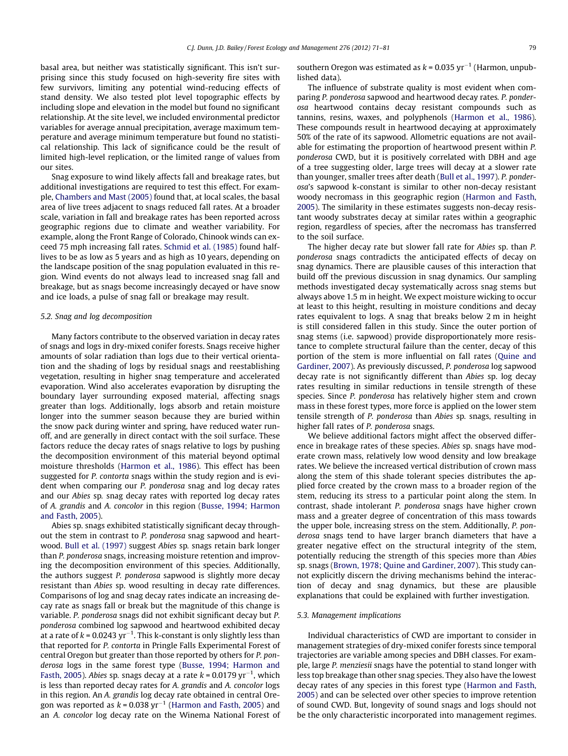basal area, but neither was statistically significant. This isn't surprising since this study focused on high-severity fire sites with few survivors, limiting any potential wind-reducing effects of stand density. We also tested plot level topographic effects by including slope and elevation in the model but found no significant relationship. At the site level, we included environmental predictor variables for average annual precipitation, average maximum temperature and average minimum temperature but found no statistical relationship. This lack of significance could be the result of limited high-level replication, or the limited range of values from our sites.

Snag exposure to wind likely affects fall and breakage rates, but additional investigations are required to test this effect. For example, Chambers and Mast (2005) found that, at local scales, the basal area of live trees adjacent to snags reduced fall rates. At a broader scale, variation in fall and breakage rates has been reported across geographic regions due to climate and weather variability. For example, along the Front Range of Colorado, Chinook winds can exceed 75 mph increasing fall rates. Schmid et al. (1985) found half-lives to be as low as 5 years and as high as 10 years, depending on the landscape position of the snag population evaluated in this region. Wind events do not always lead to increased snag fall and breakage, but as snags become increasingly decayed or have snow and ice loads, a pulse of snag fall or breakage may result.

### 5.2. Snag and log decomposition

Many factors contribute to the observed variation in decay rates of snags and logs in dry-mixed conifer forests. Snags receive higher amounts of solar radiation than logs due to their vertical orientation and the shading of logs by residual snags and reestablishing vegetation, resulting in higher snag temperature and accelerated evaporation. Wind also accelerates evaporation by disrupting the boundary layer surrounding exposed material, affecting snags greater than logs. Additionally, logs absorb and retain moisture longer into the summer season because they are buried within the snow pack during winter and spring, have reduced water runoff, and are generally in direct contact with the soil surface. These factors reduce the decay rates of snags relative to logs by pushing the decomposition environment of this material beyond optimal moisture thresholds (Harmon et al., 1986). This effect has been suggested for *P. contorta* snags within the study region and is evident when comparing our *P. ponderosa* snag and log decay rates and our *Abies* sp. snag decay rates with reported log decay rates of *A. grandis* and *A. concolor* in this region (Busse, 1994; Harmon and Fasth, 2005).

Abies sp. snags exhibited statistically significant decay throughout the stem in contrast to *P. ponderosa* snag sapwood and heartwood. Bull et al. (1997) suggest *Abies* sp. snags retain bark longer than *P. ponderosa* snags, increasing moisture retention and improving the decomposition environment of this species. Additionally, the authors suggest *P. ponderosa* sapwood is slightly more decay resistant than *Abies* sp. wood resulting in decay rate differences. Comparisons of log and snag decay rates indicate an increasing decay rate as snags fall or break but the magnitude of this change is variable. *P. ponderosa* snags did not exhibit significant decay but *P. ponderosa* combined log sapwood and heartwood exhibited decay at a rate of $k = 0.0243\ \text{yr}^{-1}$. This k-constant is only slightly less than that reported for *P. contorta* in Pringle Falls Experimental Forest of central Oregon but greater than those reported by others for *P. ponderosa* logs in the same forest type (Busse, 1994; Harmon and Fasth, 2005). *Abies* sp. snags decay at a rate $k = 0.0179\ \text{yr}^{-1}$, which is less than reported decay rates for *A. grandis* and *A. concolor* logs in this region. An *A. grandis* log decay rate obtained in central Oregon was reported as $k = 0.038\ \text{yr}^{-1}$ (Harmon and Fasth, 2005) and an *A. concolor* log decay rate on the Winema National Forest of southern Oregon was estimated as $k = 0.035\ \text{yr}^{-1}$ (Harmon, unpublished data).

The influence of substrate quality is most evident when comparing *P. ponderosa* sapwood and heartwood decay rates. *P. ponderosa* heartwood contains decay resistant compounds such as tannins, resins, waxes, and polyphenols (Harmon et al., 1986). These compounds result in heartwood decaying at approximately 50% of the rate of its sapwood. Allometric equations are not available for estimating the proportion of heartwood present within *P. ponderosa* CWD, but it is positively correlated with DBH and age of a tree suggesting older, large trees will decay at a slower rate than younger, smaller trees after death (Bull et al., 1997). *P. ponderosa*'s sapwood k-constant is similar to other non-decay resistant woody necromass in this geographic region (Harmon and Fasth, 2005). The similarity in these estimates suggests non-decay resistant woody substrates decay at similar rates within a geographic region, regardless of species, after the necromass has transferred to the soil surface.

The higher decay rate but slower fall rate for *Abies* sp. than *P. ponderosa* snags contradicts the anticipated effects of decay on snag dynamics. There are plausible causes of this interaction that build off the previous discussion in snag dynamics. Our sampling methods investigated decay systematically across snag stems but always above 1.5 m in height. We expect moisture wicking to occur at least to this height, resulting in moisture conditions and decay rates equivalent to logs. A snag that breaks below 2 m in height is still considered fallen in this study. Since the outer portion of snag stems (i.e. sapwood) provide disproportionately more resistance to complete structural failure than the center, decay of this portion of the stem is more influential on fall rates (Quine and Gardiner, 2007). As previously discussed, *P. ponderosa* log sapwood decay rate is not significantly different than *Abies* sp. log decay rates resulting in similar reductions in tensile strength of these species. Since *P. ponderosa* has relatively higher stem and crown mass in these forest types, more force is applied on the lower stem tensile strength of *P. ponderosa* than *Abies* sp. snags, resulting in higher fall rates of *P. ponderosa* snags.

We believe additional factors might affect the observed difference in breakage rates of these species. *Abies* sp. snags have moderate crown mass, relatively low wood density and low breakage rates. We believe the increased vertical distribution of crown mass along the stem of this shade tolerant species distributes the applied force created by the crown mass to a broader region of the stem, reducing its stress to a particular point along the stem. In contrast, shade intolerant *P. ponderosa* snags have higher crown mass and a greater degree of concentration of this mass towards the upper bole, increasing stress on the stem. Additionally, *P. ponderosa* snags tend to have larger branch diameters that have a greater negative effect on the structural integrity of the stem, potentially reducing the strength of this species more than *Abies* sp. snags (Brown, 1978; Quine and Gardiner, 2007). This study cannot explicitly discern the driving mechanisms behind the interaction of decay and snag dynamics, but these are plausible explanations that could be explained with further investigation.

### 5.3. Management implications

Individual characteristics of CWD are important to consider in management strategies of dry-mixed conifer forests since temporal trajectories are variable among species and DBH classes. For example, large *P. menziesii* snags have the potential to stand longer with less top breakage than other snag species. They also have the lowest decay rates of any species in this forest type (Harmon and Fasth, 2005) and can be selected over other species to improve retention of sound CWD. But, longevity of sound snags and logs should not be the only characteristic incorporated into management regimes.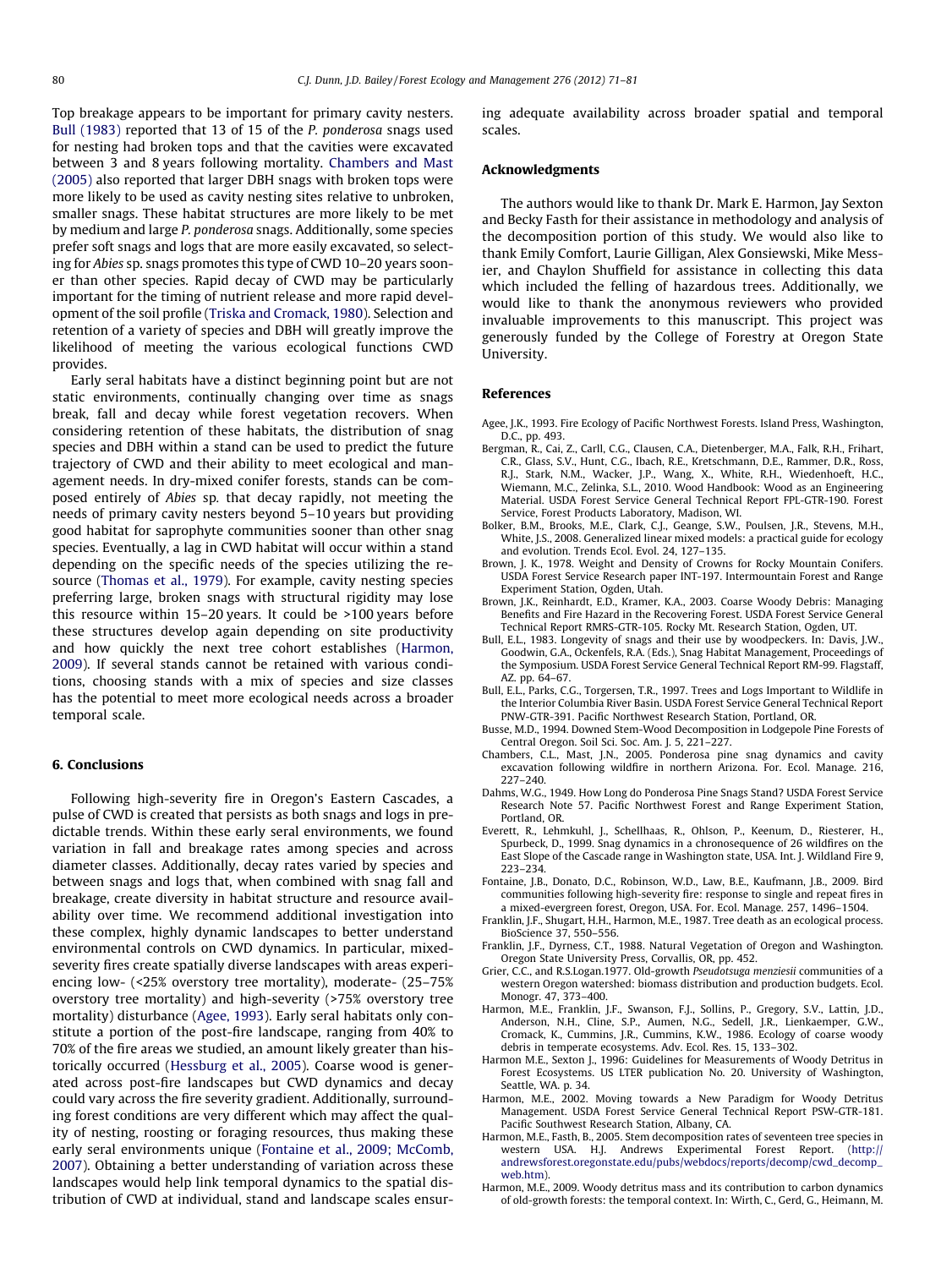Top breakage appears to be important for primary cavity nesters. Bull (1983) reported that 13 of 15 of the *P. ponderosa* snags used for nesting had broken tops and that the cavities were excavated between 3 and 8 years following mortality. Chambers and Mast (2005) also reported that larger DBH snags with broken tops were more likely to be used as cavity nesting sites relative to unbroken, smaller snags. These habitat structures are more likely to be met by medium and large *P. ponderosa* snags. Additionally, some species prefer soft snags and logs that are more easily excavated, so selecting for *Abies* sp. snags promotes this type of CWD 10–20 years sooner than other species. Rapid decay of CWD may be particularly important for the timing of nutrient release and more rapid development of the soil profile (Triska and Cromack, 1980). Selection and retention of a variety of species and DBH will greatly improve the likelihood of meeting the various ecological functions CWD provides.

Early seral habitats have a distinct beginning point but are not static environments, continually changing over time as snags break, fall and decay while forest vegetation recovers. When considering retention of these habitats, the distribution of snag species and DBH within a stand can be used to predict the future trajectory of CWD and their ability to meet ecological and management needs. In dry-mixed conifer forests, stands can be composed entirely of *Abies* sp. that decay rapidly, not meeting the needs of primary cavity nesters beyond 5–10 years but providing good habitat for saprophyte communities sooner than other snag species. Eventually, a lag in CWD habitat will occur within a stand depending on the specific needs of the species utilizing the resource (Thomas et al., 1979). For example, cavity nesting species preferring large, broken snags with structural rigidity may lose this resource within 15–20 years. It could be >100 years before these structures develop again depending on site productivity and how quickly the next tree cohort establishes (Harmon, 2009). If several stands cannot be retained with various conditions, choosing stands with a mix of species and size classes has the potential to meet more ecological needs across a broader temporal scale.

## 6. Conclusions

Following high-severity fire in Oregon's Eastern Cascades, a pulse of CWD is created that persists as both snags and logs in predictable trends. Within these early seral environments, we found variation in fall and breakage rates among species and across diameter classes. Additionally, decay rates varied by species and between snags and logs that, when combined with snag fall and breakage, create diversity in habitat structure and resource availability over time. We recommend additional investigation into these complex, highly dynamic landscapes to better understand environmental controls on CWD dynamics. In particular, mixed-severity fires create spatially diverse landscapes with areas experiencing low- (<25% overstory tree mortality), moderate- (25–75% overstory tree mortality) and high-severity (>75% overstory tree mortality) disturbance (Agee, 1993). Early seral habitats only constitute a portion of the post-fire landscape, ranging from 40% to 70% of the fire areas we studied, an amount likely greater than historically occurred (Hessburg et al., 2005). Coarse wood is generated across post-fire landscapes but CWD dynamics and decay could vary across the fire severity gradient. Additionally, surrounding forest conditions are very different which may affect the quality of nesting, roosting or foraging resources, thus making these early seral environments unique (Fontaine et al., 2009; McComb, 2007). Obtaining a better understanding of variation across these landscapes would help link temporal dynamics to the spatial distribution of CWD at individual, stand and landscape scales ensuring adequate availability across broader spatial and temporal scales.

## Acknowledgments

The authors would like to thank Dr. Mark E. Harmon, Jay Sexton and Becky Fasth for their assistance in methodology and analysis of the decomposition portion of this study. We would also like to thank Emily Comfort, Laurie Gilligan, Alex Gonsiewski, Mike Messier, and Chaylon Shuffield for assistance in collecting this data which included the felling of hazardous trees. Additionally, we would like to thank the anonymous reviewers who provided invaluable improvements to this manuscript. This project was generously funded by the College of Forestry at Oregon State University.

## References

Agee, J.K., 1993. Fire Ecology of Pacific Northwest Forests. Island Press, Washington, D.C., pp. 493.

Bergman, R., Cai, Z., Carll, C.G., Clausen, C.A., Dietenberger, M.A., Falk, R.H., Frihart, C.R., Glass, S.V., Hunt, C.G., Ibach, R.E., Kretschmann, D.E., Rammer, D.R., Ross, R.J., Stark, N.M., Wacker, J.P., Wang, X., White, R.H., Wiedenhoeft, H.C., Wiemann, M.C., Zelinka, S.L., 2010. Wood Handbook: Wood as an Engineering Material. USDA Forest Service General Technical Report FPL-GTR-190. Forest Service, Forest Products Laboratory, Madison, WI.

Bolker, B.M., Brooks, M.E., Clark, C.J., Geange, S.W., Poulsen, J.R., Stevens, M.H., White, J.S., 2008. Generalized linear mixed models: a practical guide for ecology and evolution. Trends Ecol. Evol. 24, 127–135.

Brown, J. K., 1978. Weight and Density of Crowns for Rocky Mountain Conifers. USDA Forest Service Research paper INT-197. Intermountain Forest and Range Experiment Station, Ogden, Utah.

Brown, J.K., Reinhardt, E.D., Kramer, K.A., 2003. Coarse Woody Debris: Managing Benefits and Fire Hazard in the Recovering Forest. USDA Forest Service General Technical Report RMRS-GTR-105. Rocky Mt. Research Station, Ogden, UT.

Bull, E.L., 1983. Longevity of snags and their use by woodpeckers. In: Davis, J.W., Goodwin, G.A., Ockenfels, R.A. (Eds.), Snag Habitat Management, Proceedings of the Symposium. USDA Forest Service General Technical Report RM-99. Flagstaff, AZ. pp. 64–67.

Bull, E.L., Parks, C.G., Torgersen, T.R., 1997. Trees and Logs Important to Wildlife in the Interior Columbia River Basin. USDA Forest Service General Technical Report PNW-GTR-391. Pacific Northwest Research Station, Portland, OR.

Busse, M.D., 1994. Downed Stem-Wood Decomposition in Lodgepole Pine Forests of Central Oregon. Soil Sci. Soc. Am. J. 5, 221–227.

Chambers, C.L., Mast, J.N., 2005. Ponderosa pine snag dynamics and cavity excavation following wildfire in northern Arizona. For. Ecol. Manage. 216, 227–240.

Dahms, W.G., 1949. How Long do Ponderosa Pine Snags Stand? USDA Forest Service Research Note 57. Pacific Northwest Forest and Range Experiment Station, Portland, OR.

Everett, R., Lehmkuhl, J., Schellhaas, R., Ohlson, P., Keenum, D., Riesterer, H., Spurbeck, D., 1999. Snag dynamics in a chronosequence of 26 wildfires on the East Slope of the Cascade range in Washington state, USA. Int. J. Wildland Fire 9, 223–234.

Fontaine, J.B., Donato, D.C., Robinson, W.D., Law, B.E., Kaufmann, J.B., 2009. Bird communities following high-severity fire: response to single and repeat fires in a mixed-evergreen forest, Oregon, USA. For. Ecol. Manage. 257, 1496–1504.

Franklin, J.F., Shugart, H.H., Harmon, M.E., 1987. Tree death as an ecological process. BioScience 37, 550–556.

Franklin, J.F., Dyrness, C.T., 1988. Natural Vegetation of Oregon and Washington. Oregon State University Press, Corvallis, OR, pp. 452.

Grier, C.C., and R.S.Logan.1977. Old-growth *Pseudotsuga menziesii* communities of a western Oregon watershed: biomass distribution and production budgets. Ecol. Monogr. 47, 373–400.

Harmon, M.E., Franklin, J.F., Swanson, F.J., Sollins, P., Gregory, S.V., Lattin, J.D., Anderson, N.H., Cline, S.P., Aumen, N.G., Sedell, J.R., Lienkaemper, G.W., Cromack, K., Cummins, J.R., Cummins, K.W., 1986. Ecology of coarse woody debris in temperate ecosystems. Adv. Ecol. Res. 15, 133–302.

Harmon M.E., Sexton J., 1996: Guidelines for Measurements of Woody Detritus in Forest Ecosystems. US LTER publication No. 20. University of Washington, Seattle, WA. p. 34.

Harmon, M.E., 2002. Moving towards a New Paradigm for Woody Detritus Management. USDA Forest Service General Technical Report PSW-GTR-181. Pacific Southwest Research Station, Albany, CA.

Harmon, M.E., Fasth, B., 2005. Stem decomposition rates of seventeen tree species in western USA. H.J. Andrews Experimental Forest Report. (http://andrewsforest.oregonstate.edu/pubs/webdocs/reports/decomp/cwd_decomp_web.htm).

Harmon, M.E., 2009. Woody detritus mass and its contribution to carbon dynamics of old-growth forests: the temporal context. In: Wirth, C., Gerd, G., Heimann, M.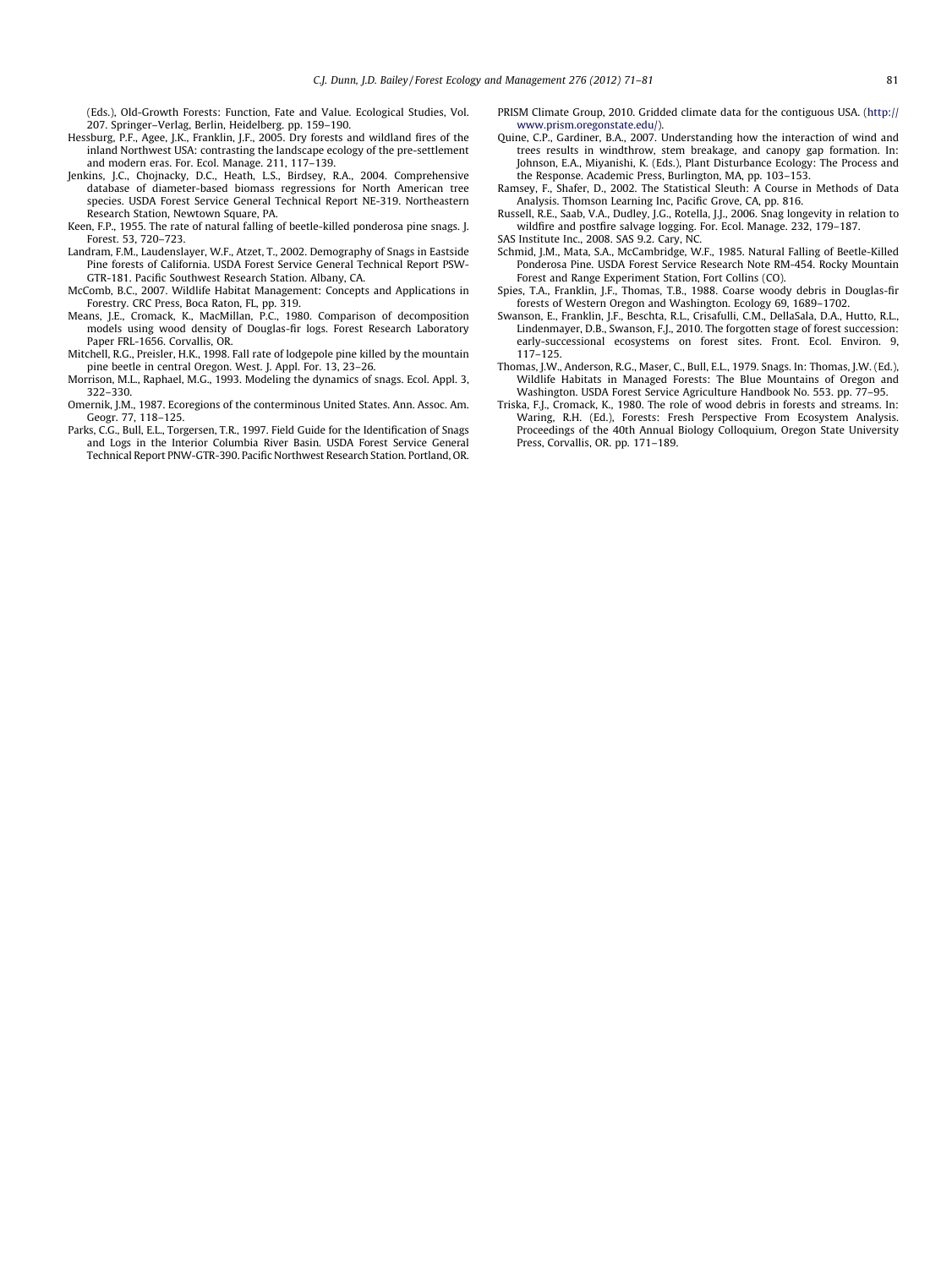(Eds.), Old-Growth Forests: Function, Fate and Value. Ecological Studies, Vol. 207. Springer–Verlag, Berlin, Heidelberg. pp. 159–190.

Hessburg, P.F., Agee, J.K., Franklin, J.F., 2005. Dry forests and wildland fires of the inland Northwest USA: contrasting the landscape ecology of the pre-settlement and modern eras. For. Ecol. Manage. 211, 117–139.

Jenkins, J.C., Chojnacky, D.C., Heath, L.S., Birdsey, R.A., 2004. Comprehensive database of diameter-based biomass regressions for North American tree species. USDA Forest Service General Technical Report NE-319. Northeastern Research Station, Newtown Square, PA.

Keen, F.P., 1955. The rate of natural falling of beetle-killed ponderosa pine snags. J. Forest. 53, 720–723.

Landram, F.M., Laudenslayer, W.F., Atzet, T., 2002. Demography of Snags in Eastside Pine forests of California. USDA Forest Service General Technical Report PSW-GTR-181. Pacific Southwest Research Station. Albany, CA.

McComb, B.C., 2007. Wildlife Habitat Management: Concepts and Applications in Forestry. CRC Press, Boca Raton, FL, pp. 319.

Means, J.E., Cromack, K., MacMillan, P.C., 1980. Comparison of decomposition models using wood density of Douglas-fir logs. Forest Research Laboratory Paper FRL-1656. Corvallis, OR.

Mitchell, R.G., Preisler, H.K., 1998. Fall rate of lodgepole pine killed by the mountain pine beetle in central Oregon. West. J. Appl. For. 13, 23–26.

Morrison, M.L., Raphael, M.G., 1993. Modeling the dynamics of snags. Ecol. Appl. 3, 322–330.

Omernik, J.M., 1987. Ecoregions of the conterminous United States. Ann. Assoc. Am. Geogr. 77, 118–125.

Parks, C.G., Bull, E.L., Torgersen, T.R., 1997. Field Guide for the Identification of Snags and Logs in the Interior Columbia River Basin. USDA Forest Service General Technical Report PNW-GTR-390. Pacific Northwest Research Station. Portland, OR.

PRISM Climate Group, 2010. Gridded climate data for the contiguous USA. (http://www.prism.oregonstate.edu/).

Quine, C.P., Gardiner, B.A., 2007. Understanding how the interaction of wind and trees results in windthrow, stem breakage, and canopy gap formation. In: Johnson, E.A., Miyanishi, K. (Eds.), Plant Disturbance Ecology: The Process and the Response. Academic Press, Burlington, MA, pp. 103–153.

Ramsey, F., Shafer, D., 2002. The Statistical Sleuth: A Course in Methods of Data Analysis. Thomson Learning Inc, Pacific Grove, CA, pp. 816.

Russell, R.E., Saab, V.A., Dudley, J.G., Rotella, J.J., 2006. Snag longevity in relation to wildfire and postfire salvage logging. For. Ecol. Manage. 232, 179–187.

SAS Institute Inc., 2008. SAS 9.2. Cary, NC.

Schmid, J.M., Mata, S.A., McCambridge, W.F., 1985. Natural Falling of Beetle-Killed Ponderosa Pine. USDA Forest Service Research Note RM-454. Rocky Mountain Forest and Range Experiment Station, Fort Collins (CO).

Spies, T.A., Franklin, J.F., Thomas, T.B., 1988. Coarse woody debris in Douglas-fir forests of Western Oregon and Washington. Ecology 69, 1689–1702.

Swanson, E., Franklin, J.F., Beschta, R.L., Crisafulli, C.M., DellaSala, D.A., Hutto, R.L., Lindenmayer, D.B., Swanson, F.J., 2010. The forgotten stage of forest succession: early-successional ecosystems on forest sites. Front. Ecol. Environ. 9, 117–125.

Thomas, J.W., Anderson, R.G., Maser, C., Bull, E.L., 1979. Snags. In: Thomas, J.W. (Ed.), Wildlife Habitats in Managed Forests: The Blue Mountains of Oregon and Washington. USDA Forest Service Agriculture Handbook No. 553. pp. 77–95.

Triska, F.J., Cromack, K., 1980. The role of wood debris in forests and streams. In: Waring, R.H. (Ed.), Forests: Fresh Perspective From Ecosystem Analysis. Proceedings of the 40th Annual Biology Colloquium, Oregon State University Press, Corvallis, OR. pp. 171–189.